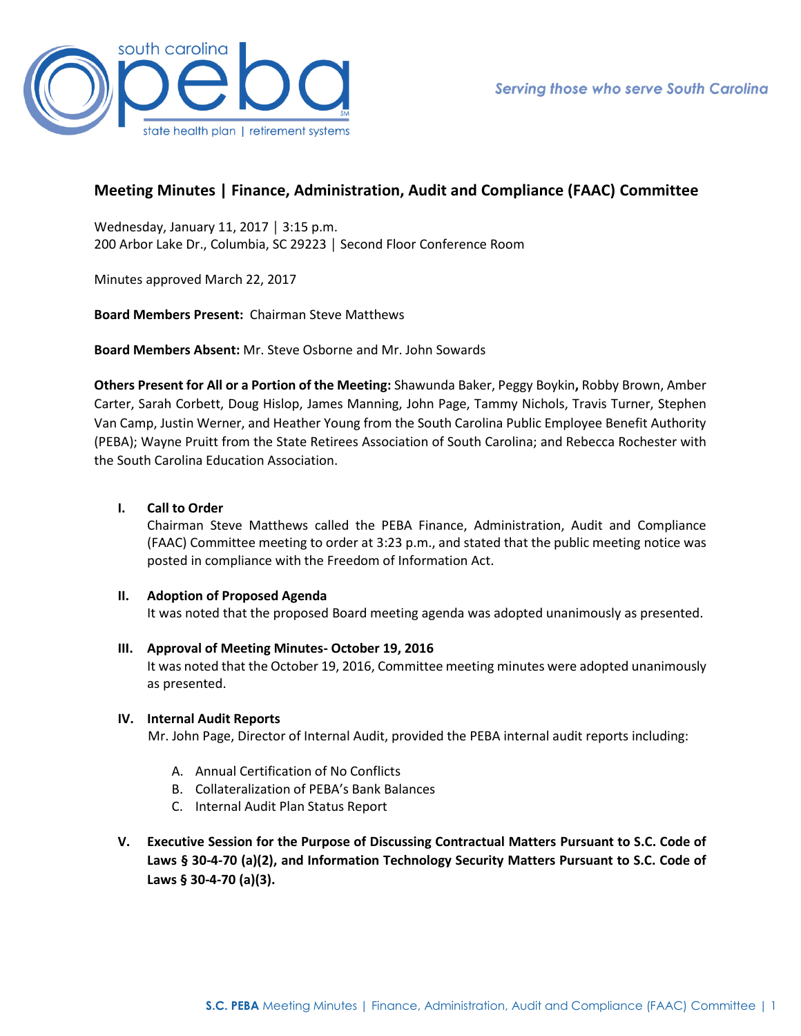south carolina peba
state health plan | retirement systems

*Serving those who serve South Carolina*

## Meeting Minutes | Finance, Administration, Audit and Compliance (FAAC) Committee

Wednesday, January 11, 2017 | 3:15 p.m.
200 Arbor Lake Dr., Columbia, SC 29223 | Second Floor Conference Room

Minutes approved March 22, 2017

**Board Members Present:** Chairman Steve Matthews

**Board Members Absent:** Mr. Steve Osborne and Mr. John Sowards

**Others Present for All or a Portion of the Meeting:** Shawunda Baker, Peggy Boykin**,** Robby Brown, Amber Carter, Sarah Corbett, Doug Hislop, James Manning, John Page, Tammy Nichols, Travis Turner, Stephen Van Camp, Justin Werner, and Heather Young from the South Carolina Public Employee Benefit Authority (PEBA); Wayne Pruitt from the State Retirees Association of South Carolina; and Rebecca Rochester with the South Carolina Education Association.

**I. Call to Order**
Chairman Steve Matthews called the PEBA Finance, Administration, Audit and Compliance (FAAC) Committee meeting to order at 3:23 p.m., and stated that the public meeting notice was posted in compliance with the Freedom of Information Act.

**II. Adoption of Proposed Agenda**
It was noted that the proposed Board meeting agenda was adopted unanimously as presented.

**III. Approval of Meeting Minutes- October 19, 2016**
It was noted that the October 19, 2016, Committee meeting minutes were adopted unanimously as presented.

**IV. Internal Audit Reports**
Mr. John Page, Director of Internal Audit, provided the PEBA internal audit reports including:

A. Annual Certification of No Conflicts
B. Collateralization of PEBA's Bank Balances
C. Internal Audit Plan Status Report

**V. Executive Session for the Purpose of Discussing Contractual Matters Pursuant to S.C. Code of Laws § 30-4-70 (a)(2), and Information Technology Security Matters Pursuant to S.C. Code of Laws § 30-4-70 (a)(3).**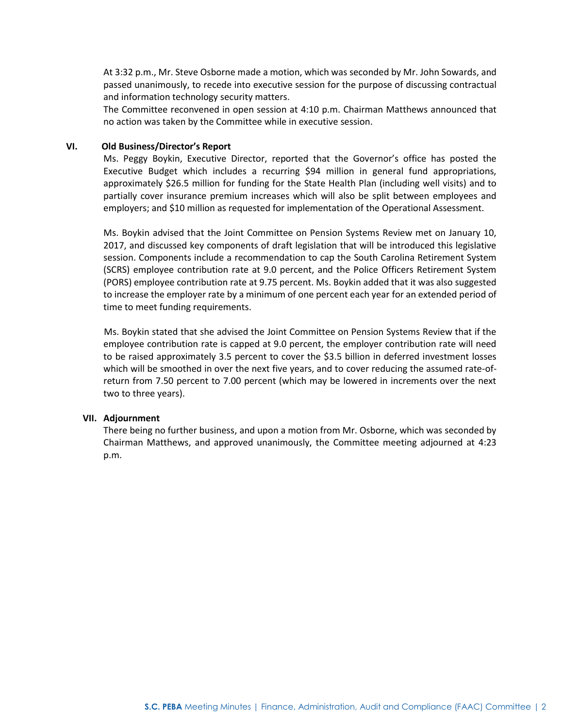At 3:32 p.m., Mr. Steve Osborne made a motion, which was seconded by Mr. John Sowards, and passed unanimously, to recede into executive session for the purpose of discussing contractual and information technology security matters.

The Committee reconvened in open session at 4:10 p.m. Chairman Matthews announced that no action was taken by the Committee while in executive session.

## VI. Old Business/Director's Report

Ms. Peggy Boykin, Executive Director, reported that the Governor's office has posted the Executive Budget which includes a recurring $94 million in general fund appropriations, approximately $26.5 million for funding for the State Health Plan (including well visits) and to partially cover insurance premium increases which will also be split between employees and employers; and $10 million as requested for implementation of the Operational Assessment.

Ms. Boykin advised that the Joint Committee on Pension Systems Review met on January 10, 2017, and discussed key components of draft legislation that will be introduced this legislative session. Components include a recommendation to cap the South Carolina Retirement System (SCRS) employee contribution rate at 9.0 percent, and the Police Officers Retirement System (PORS) employee contribution rate at 9.75 percent. Ms. Boykin added that it was also suggested to increase the employer rate by a minimum of one percent each year for an extended period of time to meet funding requirements.

Ms. Boykin stated that she advised the Joint Committee on Pension Systems Review that if the employee contribution rate is capped at 9.0 percent, the employer contribution rate will need to be raised approximately 3.5 percent to cover the $3.5 billion in deferred investment losses which will be smoothed in over the next five years, and to cover reducing the assumed rate-of-return from 7.50 percent to 7.00 percent (which may be lowered in increments over the next two to three years).

## VII. Adjournment

There being no further business, and upon a motion from Mr. Osborne, which was seconded by Chairman Matthews, and approved unanimously, the Committee meeting adjourned at 4:23 p.m.